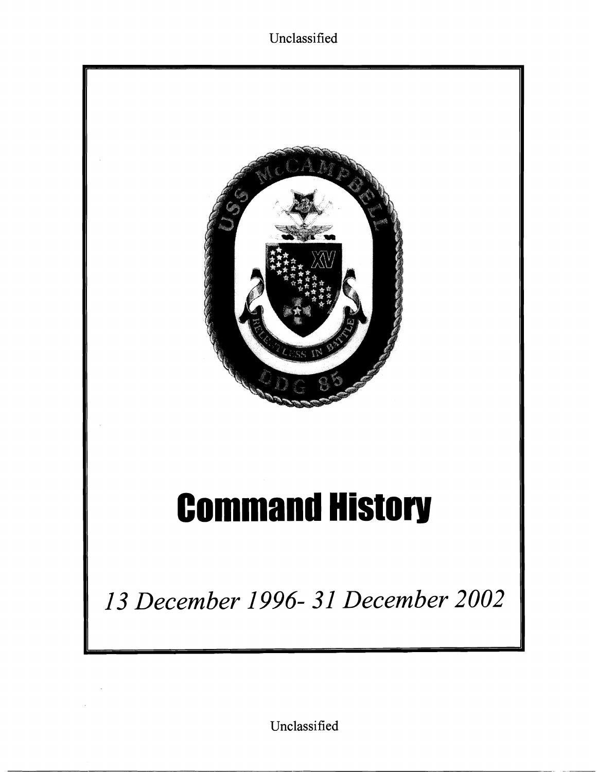Unclassified

# Command History

*13 December 1996- 31 December 2002*

Unclassified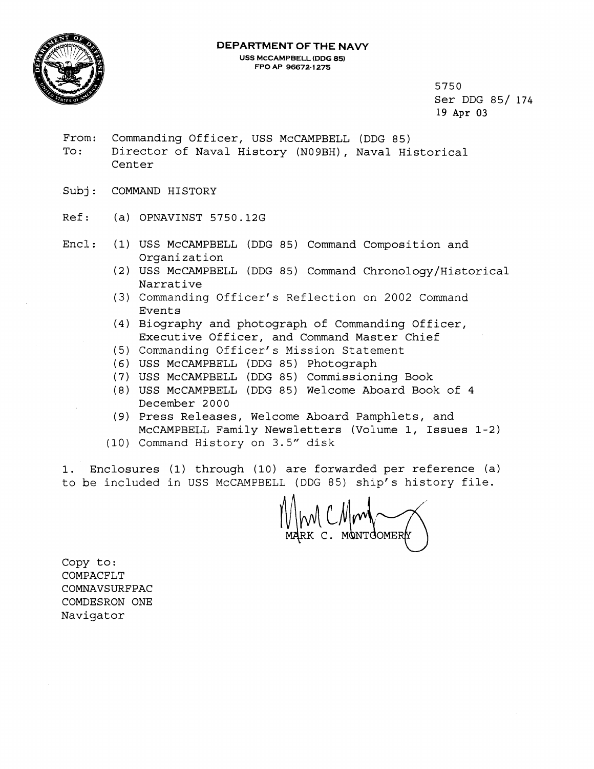**DEPARTMENT OF THE NAVY**
USS McCAMPBELL (DDG 85)
FPO AP 96672-1275

5750
Ser DDG 85/ 174
19 Apr 03

From: Commanding Officer, USS McCAMPBELL (DDG 85)
To: Director of Naval History (N09BH), Naval Historical Center

Subj: COMMAND HISTORY

Ref: (a) OPNAVINST 5750.12G

Encl: (1) USS McCAMPBELL (DDG 85) Command Composition and Organization
(2) USS McCAMPBELL (DDG 85) Command Chronology/Historical Narrative
(3) Commanding Officer's Reflection on 2002 Command Events
(4) Biography and photograph of Commanding Officer, Executive Officer, and Command Master Chief
(5) Commanding Officer's Mission Statement
(6) USS McCAMPBELL (DDG 85) Photograph
(7) USS McCAMPBELL (DDG 85) Commissioning Book
(8) USS McCAMPBELL (DDG 85) Welcome Aboard Book of 4 December 2000
(9) Press Releases, Welcome Aboard Pamphlets, and McCAMPBELL Family Newsletters (Volume 1, Issues 1-2)
(10) Command History on 3.5" disk

1. Enclosures (1) through (10) are forwarded per reference (a) to be included in USS McCAMPBELL (DDG 85) ship's history file.

MARK C. MONTGOMERY

Copy to:
COMPACFLT
COMNAVSURFPAC
COMDESRON ONE
Navigator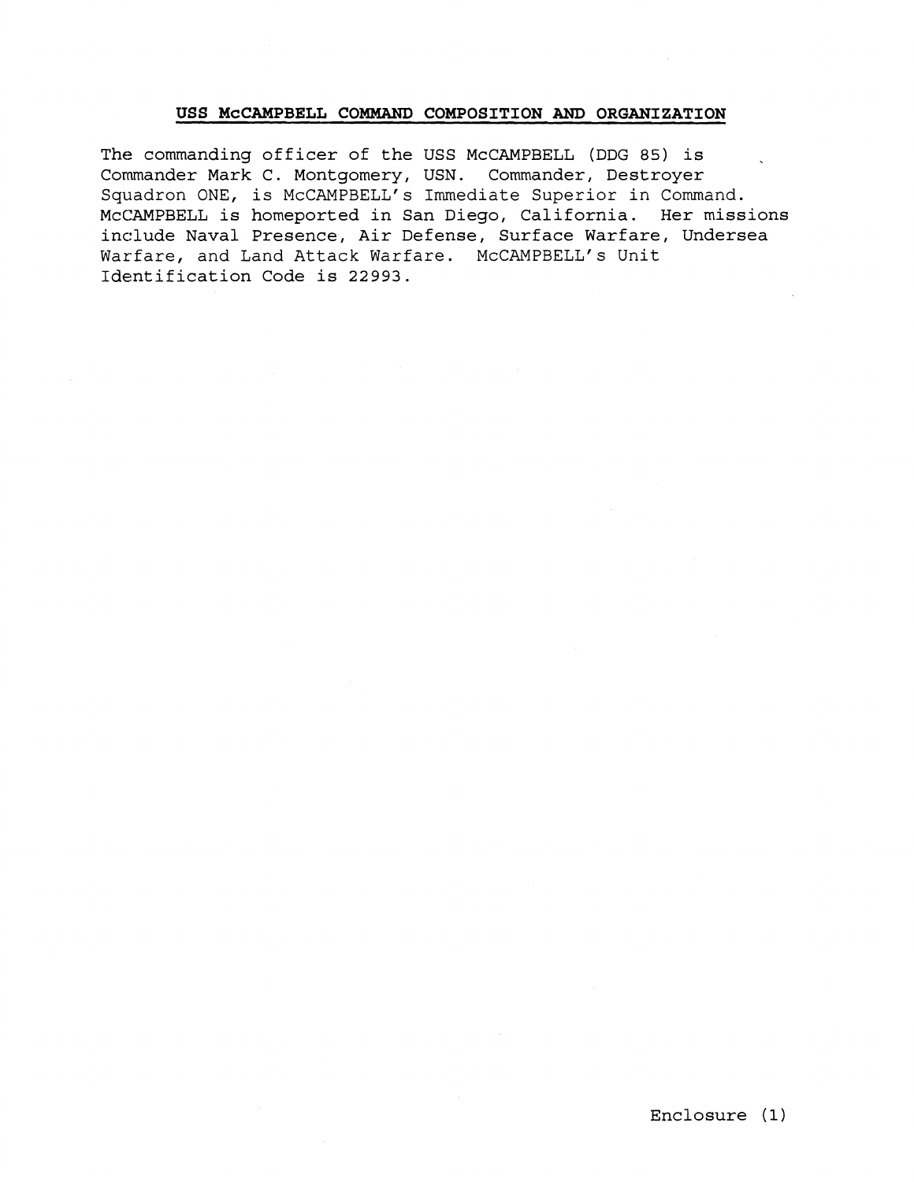## USS McCAMPBELL COMMAND COMPOSITION AND ORGANIZATION

The commanding officer of the USS McCAMPBELL (DDG 85) is Commander Mark C. Montgomery, USN. Commander, Destroyer Squadron ONE, is McCAMPBELL's Immediate Superior in Command. McCAMPBELL is homeported in San Diego, California. Her missions include Naval Presence, Air Defense, Surface Warfare, Undersea Warfare, and Land Attack Warfare. McCAMPBELL's Unit Identification Code is 22993.

Enclosure (1)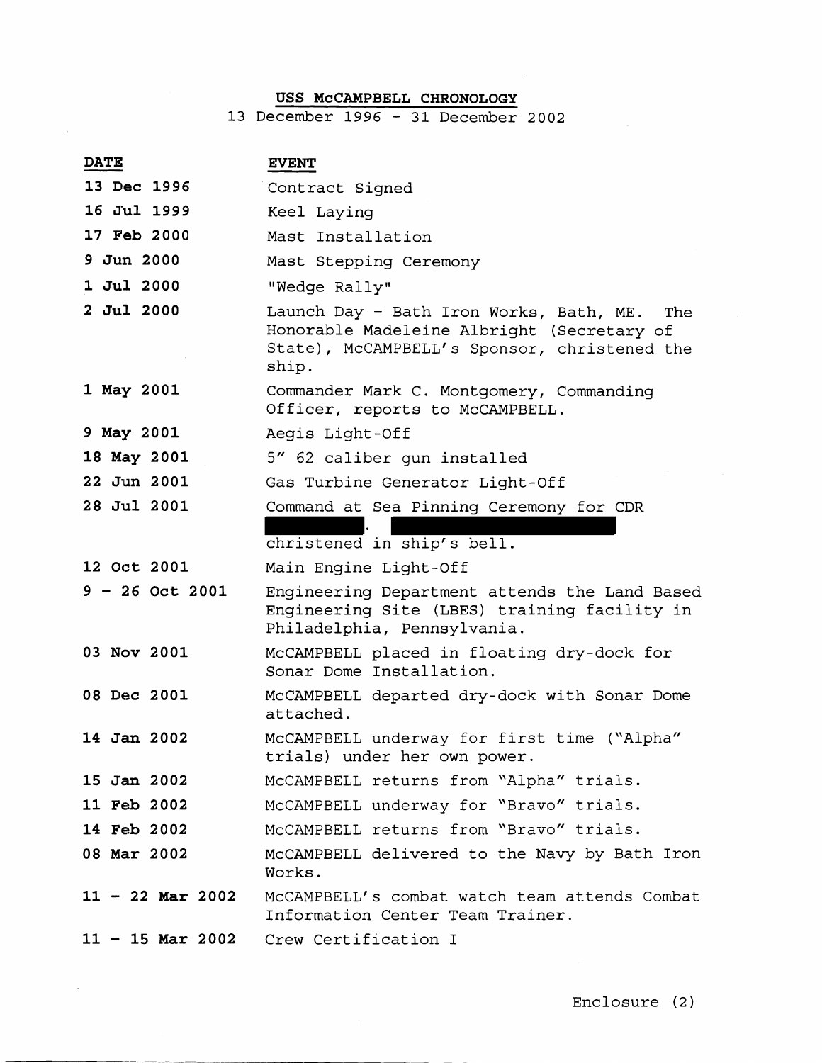**USS McCAMPBELL CHRONOLOGY**

13 December 1996 - 31 December 2002

| DATE | EVENT |
|---|---|
| **13 Dec 1996** | Contract Signed |
| **16 Jul 1999** | Keel Laying |
| **17 Feb 2000** | Mast Installation |
| **9 Jun 2000** | Mast Stepping Ceremony |
| **1 Jul 2000** | "Wedge Rally" |
| **2 Jul 2000** | Launch Day - Bath Iron Works, Bath, ME. The Honorable Madeleine Albright (Secretary of State), McCAMPBELL's Sponsor, christened the ship. |
| **1 May 2001** | Commander Mark C. Montgomery, Commanding Officer, reports to McCAMPBELL. |
| **9 May 2001** | Aegis Light-Off |
| **18 May 2001** | 5" 62 caliber gun installed |
| **22 Jun 2001** | Gas Turbine Generator Light-Off |
| **28 Jul 2001** | Command at Sea Pinning Ceremony for CDR [REDACTED]. [REDACTED] christened in ship's bell. |
| **12 Oct 2001** | Main Engine Light-Off |
| **9 - 26 Oct 2001** | Engineering Department attends the Land Based Engineering Site (LBES) training facility in Philadelphia, Pennsylvania. |
| **03 Nov 2001** | McCAMPBELL placed in floating dry-dock for Sonar Dome Installation. |
| **08 Dec 2001** | McCAMPBELL departed dry-dock with Sonar Dome attached. |
| **14 Jan 2002** | McCAMPBELL underway for first time ("Alpha" trials) under her own power. |
| **15 Jan 2002** | McCAMPBELL returns from "Alpha" trials. |
| **11 Feb 2002** | McCAMPBELL underway for "Bravo" trials. |
| **14 Feb 2002** | McCAMPBELL returns from "Bravo" trials. |
| **08 Mar 2002** | McCAMPBELL delivered to the Navy by Bath Iron Works. |
| **11 - 22 Mar 2002** | McCAMPBELL's combat watch team attends Combat Information Center Team Trainer. |
| **11 - 15 Mar 2002** | Crew Certification I |

Enclosure (2)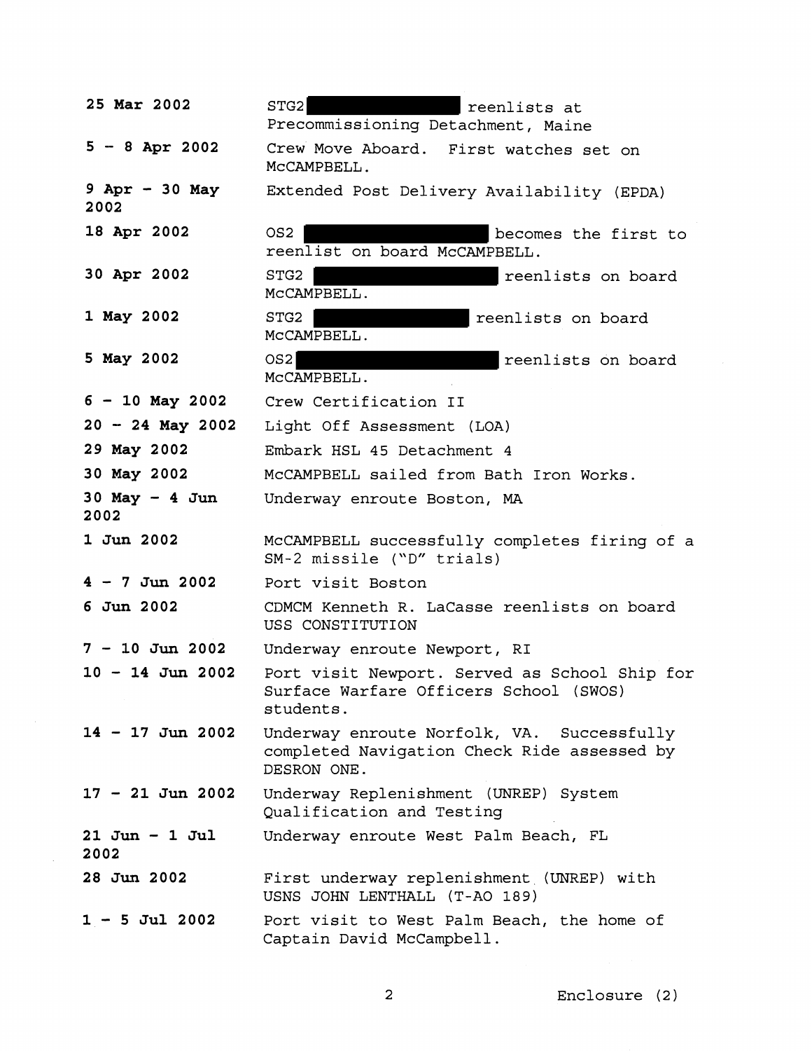| | |
|---|---|
| **25 Mar 2002** | STG2 ███ reenlists at Precommissioning Detachment, Maine |
| **5 - 8 Apr 2002** | Crew Move Aboard. First watches set on McCAMPBELL. |
| **9 Apr - 30 May 2002** | Extended Post Delivery Availability (EPDA) |
| **18 Apr 2002** | OS2 ███ becomes the first to reenlist on board McCAMPBELL. |
| **30 Apr 2002** | STG2 ███ reenlists on board McCAMPBELL. |
| **1 May 2002** | STG2 ███ reenlists on board McCAMPBELL. |
| **5 May 2002** | OS2 ███ reenlists on board McCAMPBELL. |
| **6 - 10 May 2002** | Crew Certification II |
| **20 - 24 May 2002** | Light Off Assessment (LOA) |
| **29 May 2002** | Embark HSL 45 Detachment 4 |
| **30 May 2002** | McCAMPBELL sailed from Bath Iron Works. |
| **30 May - 4 Jun 2002** | Underway enroute Boston, MA |
| **1 Jun 2002** | McCAMPBELL successfully completes firing of a SM-2 missile ("D" trials) |
| **4 - 7 Jun 2002** | Port visit Boston |
| **6 Jun 2002** | CDMCM Kenneth R. LaCasse reenlists on board USS CONSTITUTION |
| **7 - 10 Jun 2002** | Underway enroute Newport, RI |
| **10 - 14 Jun 2002** | Port visit Newport. Served as School Ship for Surface Warfare Officers School (SWOS) students. |
| **14 - 17 Jun 2002** | Underway enroute Norfolk, VA. Successfully completed Navigation Check Ride assessed by DESRON ONE. |
| **17 - 21 Jun 2002** | Underway Replenishment (UNREP) System Qualification and Testing |
| **21 Jun - 1 Jul 2002** | Underway enroute West Palm Beach, FL |
| **28 Jun 2002** | First underway replenishment (UNREP) with USNS JOHN LENTHALL (T-AO 189) |
| **1 - 5 Jul 2002** | Port visit to West Palm Beach, the home of Captain David McCampbell. |

Enclosure (2)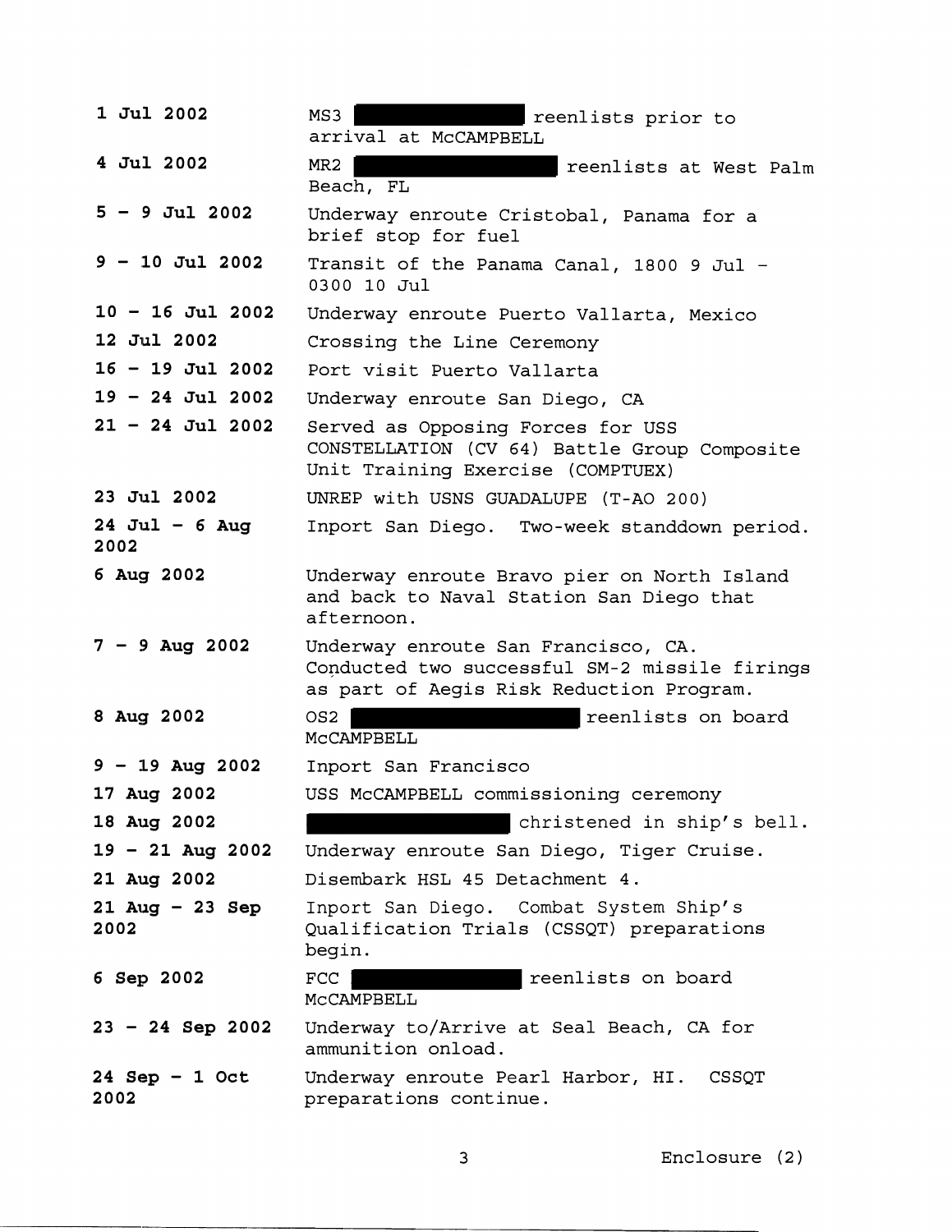| | |
|---|---|
| **1 Jul 2002** | MS3 ████████ reenlists prior to arrival at McCAMPBELL |
| **4 Jul 2002** | MR2 ████████ reenlists at West Palm Beach, FL |
| **5 - 9 Jul 2002** | Underway enroute Cristobal, Panama for a brief stop for fuel |
| **9 - 10 Jul 2002** | Transit of the Panama Canal, 1800 9 Jul - 0300 10 Jul |
| **10 - 16 Jul 2002** | Underway enroute Puerto Vallarta, Mexico |
| **12 Jul 2002** | Crossing the Line Ceremony |
| **16 - 19 Jul 2002** | Port visit Puerto Vallarta |
| **19 - 24 Jul 2002** | Underway enroute San Diego, CA |
| **21 - 24 Jul 2002** | Served as Opposing Forces for USS CONSTELLATION (CV 64) Battle Group Composite Unit Training Exercise (COMPTUEX) |
| **23 Jul 2002** | UNREP with USNS GUADALUPE (T-AO 200) |
| **24 Jul - 6 Aug 2002** | Inport San Diego. Two-week standdown period. |
| **6 Aug 2002** | Underway enroute Bravo pier on North Island and back to Naval Station San Diego that afternoon. |
| **7 - 9 Aug 2002** | Underway enroute San Francisco, CA. Conducted two successful SM-2 missile firings as part of Aegis Risk Reduction Program. |
| **8 Aug 2002** | OS2 ████████ reenlists on board McCAMPBELL |
| **9 - 19 Aug 2002** | Inport San Francisco |
| **17 Aug 2002** | USS McCAMPBELL commissioning ceremony |
| **18 Aug 2002** | ████████ christened in ship's bell. |
| **19 - 21 Aug 2002** | Underway enroute San Diego, Tiger Cruise. |
| **21 Aug 2002** | Disembark HSL 45 Detachment 4. |
| **21 Aug - 23 Sep 2002** | Inport San Diego. Combat System Ship's Qualification Trials (CSSQT) preparations begin. |
| **6 Sep 2002** | FCC ████████ reenlists on board McCAMPBELL |
| **23 - 24 Sep 2002** | Underway to/Arrive at Seal Beach, CA for ammunition onload. |
| **24 Sep - 1 Oct 2002** | Underway enroute Pearl Harbor, HI. CSSQT preparations continue. |

Enclosure (2)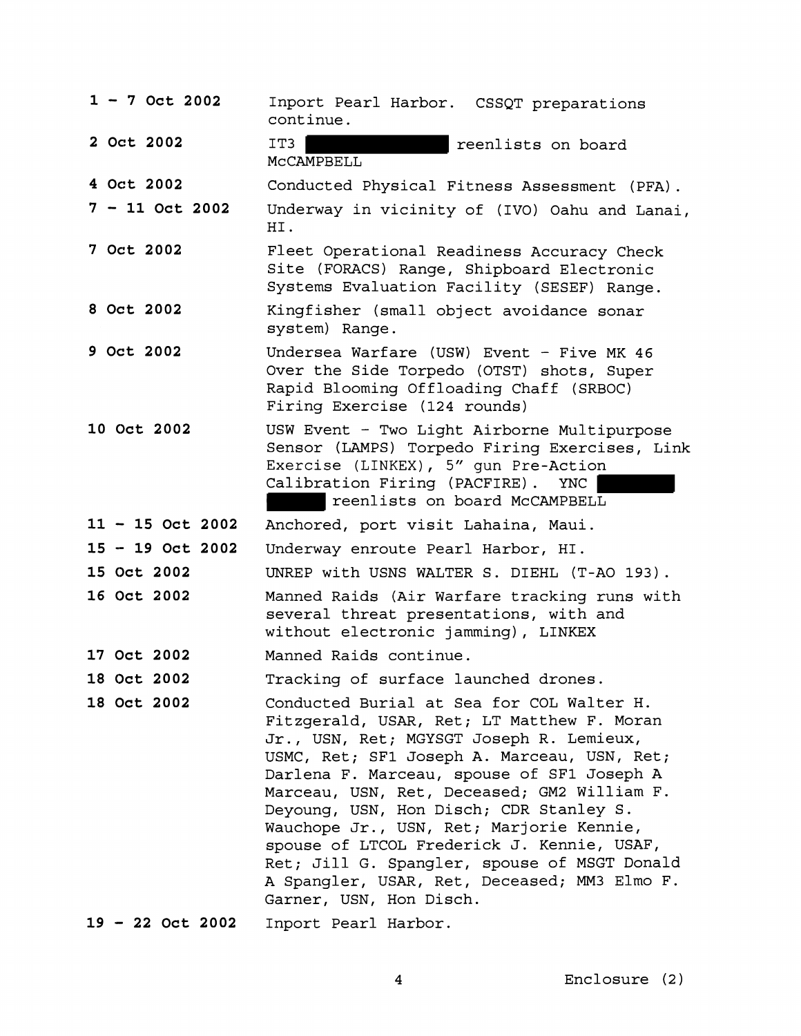| | |
|---|---|
| **1 - 7 Oct 2002** | Inport Pearl Harbor. CSSQT preparations continue. |
| **2 Oct 2002** | IT3 [REDACTED] reenlists on board McCAMPBELL |
| **4 Oct 2002** | Conducted Physical Fitness Assessment (PFA). |
| **7 - 11 Oct 2002** | Underway in vicinity of (IVO) Oahu and Lanai, HI. |
| **7 Oct 2002** | Fleet Operational Readiness Accuracy Check Site (FORACS) Range, Shipboard Electronic Systems Evaluation Facility (SESEF) Range. |
| **8 Oct 2002** | Kingfisher (small object avoidance sonar system) Range. |
| **9 Oct 2002** | Undersea Warfare (USW) Event - Five MK 46 Over the Side Torpedo (OTST) shots, Super Rapid Blooming Offloading Chaff (SRBOC) Firing Exercise (124 rounds) |
| **10 Oct 2002** | USW Event - Two Light Airborne Multipurpose Sensor (LAMPS) Torpedo Firing Exercises, Link Exercise (LINKEX), 5" gun Pre-Action Calibration Firing (PACFIRE). YNC [REDACTED] reenlists on board McCAMPBELL |
| **11 - 15 Oct 2002** | Anchored, port visit Lahaina, Maui. |
| **15 - 19 Oct 2002** | Underway enroute Pearl Harbor, HI. |
| **15 Oct 2002** | UNREP with USNS WALTER S. DIEHL (T-AO 193). |
| **16 Oct 2002** | Manned Raids (Air Warfare tracking runs with several threat presentations, with and without electronic jamming), LINKEX |
| **17 Oct 2002** | Manned Raids continue. |
| **18 Oct 2002** | Tracking of surface launched drones. |
| **18 Oct 2002** | Conducted Burial at Sea for COL Walter H. Fitzgerald, USAR, Ret; LT Matthew F. Moran Jr., USN, Ret; MGYSGT Joseph R. Lemieux, USMC, Ret; SF1 Joseph A. Marceau, USN, Ret; Darlena F. Marceau, spouse of SF1 Joseph A Marceau, USN, Ret, Deceased; GM2 William F. Deyoung, USN, Hon Disch; CDR Stanley S. Wauchope Jr., USN, Ret; Marjorie Kennie, spouse of LTCOL Frederick J. Kennie, USAF, Ret; Jill G. Spangler, spouse of MSGT Donald A Spangler, USAR, Ret, Deceased; MM3 Elmo F. Garner, USN, Hon Disch. |
| **19 - 22 Oct 2002** | Inport Pearl Harbor. |

Enclosure (2)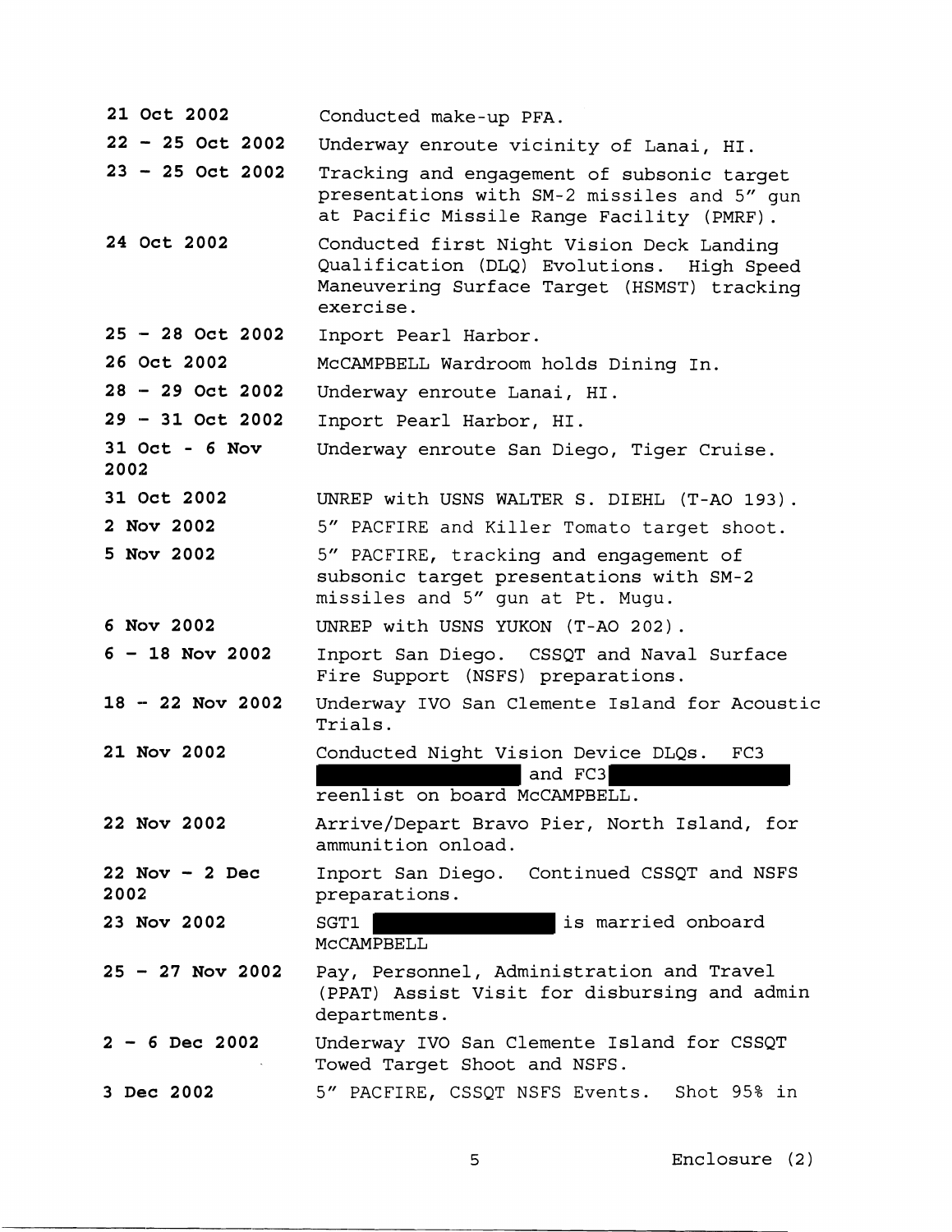| | |
|---|---|
| **21 Oct 2002** | Conducted make-up PFA. |
| **22 - 25 Oct 2002** | Underway enroute vicinity of Lanai, HI. |
| **23 - 25 Oct 2002** | Tracking and engagement of subsonic target presentations with SM-2 missiles and 5" gun at Pacific Missile Range Facility (PMRF). |
| **24 Oct 2002** | Conducted first Night Vision Deck Landing Qualification (DLQ) Evolutions. High Speed Maneuvering Surface Target (HSMST) tracking exercise. |
| **25 - 28 Oct 2002** | Inport Pearl Harbor. |
| **26 Oct 2002** | McCAMPBELL Wardroom holds Dining In. |
| **28 - 29 Oct 2002** | Underway enroute Lanai, HI. |
| **29 - 31 Oct 2002** | Inport Pearl Harbor, HI. |
| **31 Oct - 6 Nov 2002** | Underway enroute San Diego, Tiger Cruise. |
| **31 Oct 2002** | UNREP with USNS WALTER S. DIEHL (T-AO 193). |
| **2 Nov 2002** | 5" PACFIRE and Killer Tomato target shoot. |
| **5 Nov 2002** | 5" PACFIRE, tracking and engagement of subsonic target presentations with SM-2 missiles and 5" gun at Pt. Mugu. |
| **6 Nov 2002** | UNREP with USNS YUKON (T-AO 202). |
| **6 - 18 Nov 2002** | Inport San Diego. CSSQT and Naval Surface Fire Support (NSFS) preparations. |
| **18 - 22 Nov 2002** | Underway IVO San Clemente Island for Acoustic Trials. |
| **21 Nov 2002** | Conducted Night Vision Device DLQs. FC3 [REDACTED] and FC3 [REDACTED] reenlist on board McCAMPBELL. |
| **22 Nov 2002** | Arrive/Depart Bravo Pier, North Island, for ammunition onload. |
| **22 Nov - 2 Dec 2002** | Inport San Diego. Continued CSSQT and NSFS preparations. |
| **23 Nov 2002** | SGT1 [REDACTED] is married onboard McCAMPBELL |
| **25 - 27 Nov 2002** | Pay, Personnel, Administration and Travel (PPAT) Assist Visit for disbursing and admin departments. |
| **2 - 6 Dec 2002** | Underway IVO San Clemente Island for CSSQT Towed Target Shoot and NSFS. |
| **3 Dec 2002** | 5" PACFIRE, CSSQT NSFS Events. Shot 95% in |

Enclosure (2)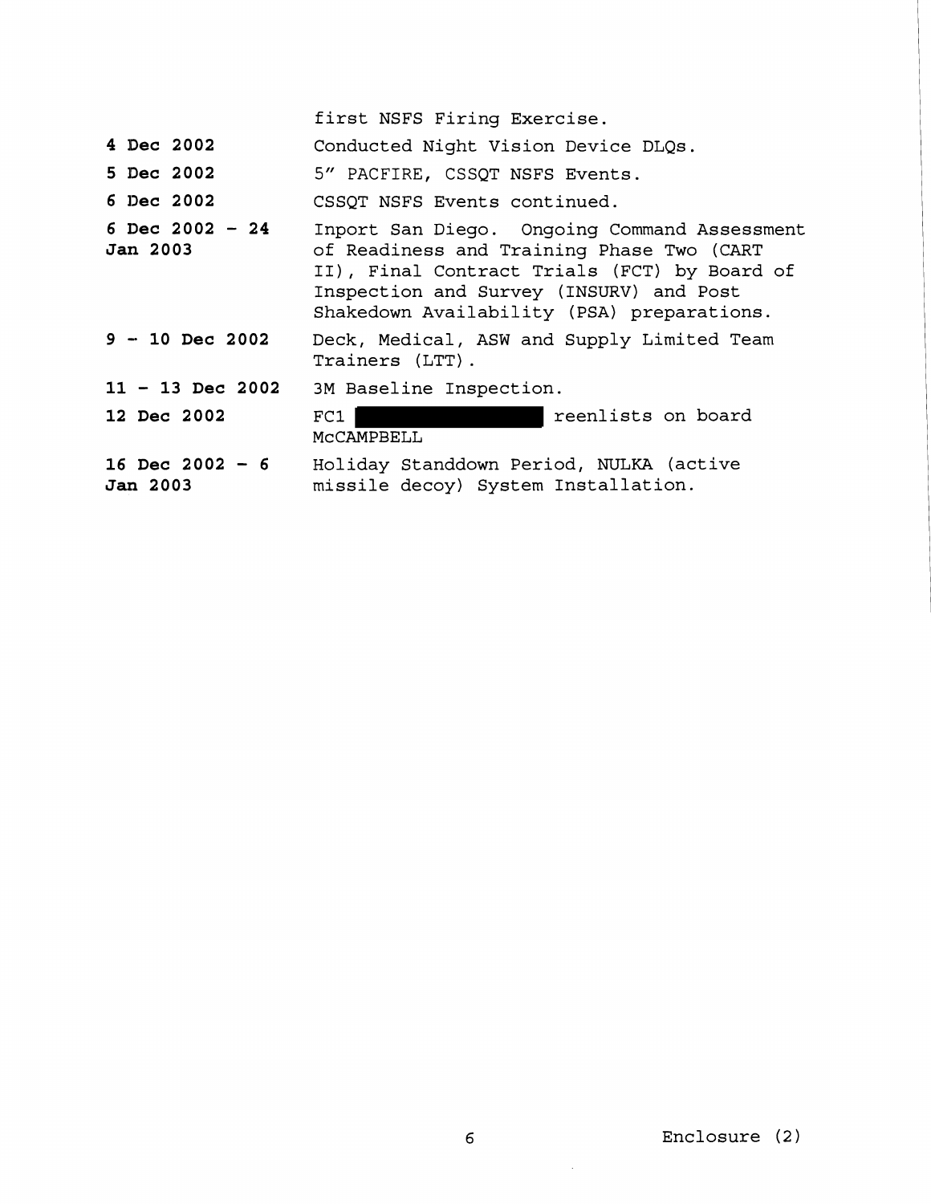| | |
|---|---|
| | first NSFS Firing Exercise. |
| **4 Dec 2002** | Conducted Night Vision Device DLQs. |
| **5 Dec 2002** | 5" PACFIRE, CSSQT NSFS Events. |
| **6 Dec 2002** | CSSQT NSFS Events continued. |
| **6 Dec 2002 – 24 Jan 2003** | Inport San Diego. Ongoing Command Assessment of Readiness and Training Phase Two (CART II), Final Contract Trials (FCT) by Board of Inspection and Survey (INSURV) and Post Shakedown Availability (PSA) preparations. |
| **9 – 10 Dec 2002** | Deck, Medical, ASW and Supply Limited Team Trainers (LTT). |
| **11 – 13 Dec 2002** | 3M Baseline Inspection. |
| **12 Dec 2002** | FC1 ██████████ reenlists on board McCAMPBELL |
| **16 Dec 2002 – 6 Jan 2003** | Holiday Standdown Period, NULKA (active missile decoy) System Installation. |

Enclosure (2)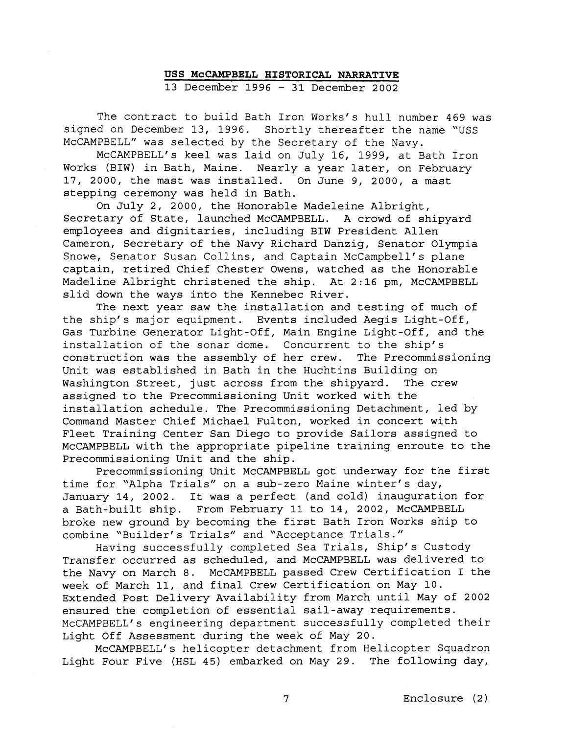**USS McCAMPBELL HISTORICAL NARRATIVE**

13 December 1996 - 31 December 2002

The contract to build Bath Iron Works's hull number 469 was signed on December 13, 1996. Shortly thereafter the name "USS McCAMPBELL" was selected by the Secretary of the Navy.

McCAMPBELL's keel was laid on July 16, 1999, at Bath Iron Works (BIW) in Bath, Maine. Nearly a year later, on February 17, 2000, the mast was installed. On June 9, 2000, a mast stepping ceremony was held in Bath.

On July 2, 2000, the Honorable Madeleine Albright, Secretary of State, launched McCAMPBELL. A crowd of shipyard employees and dignitaries, including BIW President Allen Cameron, Secretary of the Navy Richard Danzig, Senator Olympia Snowe, Senator Susan Collins, and Captain McCampbell's plane captain, retired Chief Chester Owens, watched as the Honorable Madeline Albright christened the ship. At 2:16 pm, McCAMPBELL slid down the ways into the Kennebec River.

The next year saw the installation and testing of much of the ship's major equipment. Events included Aegis Light-Off, Gas Turbine Generator Light-Off, Main Engine Light-Off, and the installation of the sonar dome. Concurrent to the ship's construction was the assembly of her crew. The Precommissioning Unit was established in Bath in the Huchtins Building on Washington Street, just across from the shipyard. The crew assigned to the Precommissioning Unit worked with the installation schedule. The Precommissioning Detachment, led by Command Master Chief Michael Fulton, worked in concert with Fleet Training Center San Diego to provide Sailors assigned to McCAMPBELL with the appropriate pipeline training enroute to the Precommissioning Unit and the ship.

Precommissioning Unit McCAMPBELL got underway for the first time for "Alpha Trials" on a sub-zero Maine winter's day, January 14, 2002. It was a perfect (and cold) inauguration for a Bath-built ship. From February 11 to 14, 2002, McCAMPBELL broke new ground by becoming the first Bath Iron Works ship to combine "Builder's Trials" and "Acceptance Trials."

Having successfully completed Sea Trials, Ship's Custody Transfer occurred as scheduled, and McCAMPBELL was delivered to the Navy on March 8. McCAMPBELL passed Crew Certification I the week of March 11, and final Crew Certification on May 10. Extended Post Delivery Availability from March until May of 2002 ensured the completion of essential sail-away requirements. McCAMPBELL's engineering department successfully completed their Light Off Assessment during the week of May 20.

McCAMPBELL's helicopter detachment from Helicopter Squadron Light Four Five (HSL 45) embarked on May 29. The following day,

Enclosure (2)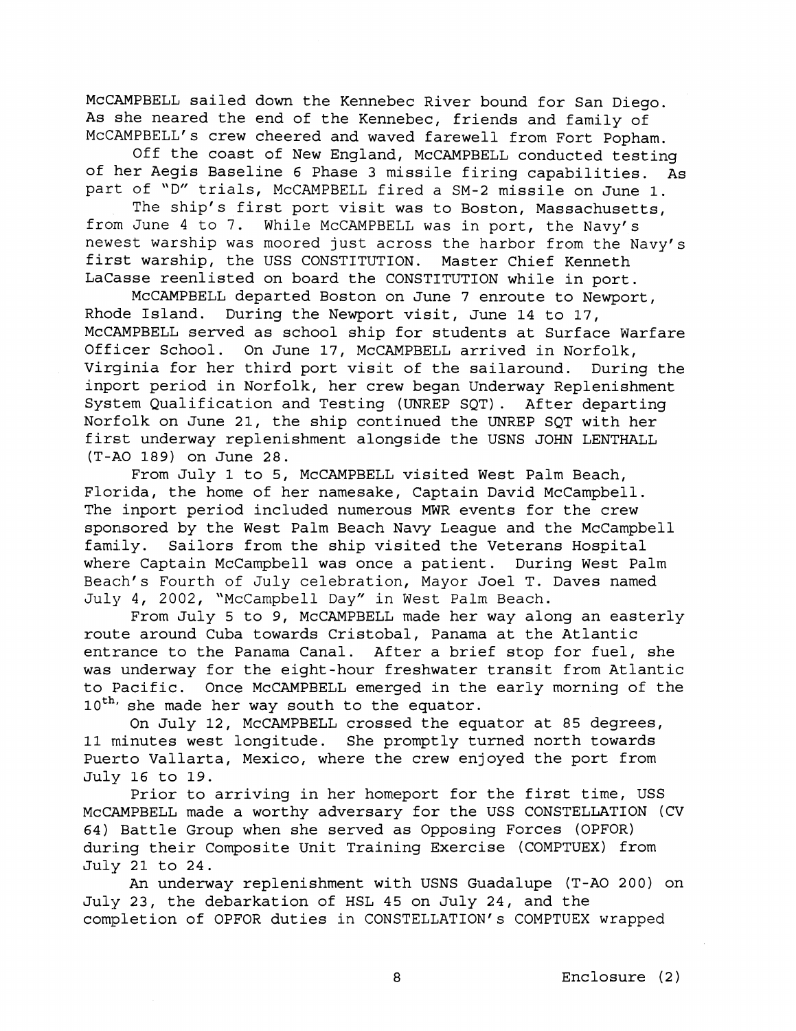McCAMPBELL sailed down the Kennebec River bound for San Diego. As she neared the end of the Kennebec, friends and family of McCAMPBELL's crew cheered and waved farewell from Fort Popham.

Off the coast of New England, McCAMPBELL conducted testing of her Aegis Baseline 6 Phase 3 missile firing capabilities. As part of "D" trials, McCAMPBELL fired a SM-2 missile on June 1.

The ship's first port visit was to Boston, Massachusetts, from June 4 to 7. While McCAMPBELL was in port, the Navy's newest warship was moored just across the harbor from the Navy's first warship, the USS CONSTITUTION. Master Chief Kenneth LaCasse reenlisted on board the CONSTITUTION while in port.

McCAMPBELL departed Boston on June 7 enroute to Newport, Rhode Island. During the Newport visit, June 14 to 17, McCAMPBELL served as school ship for students at Surface Warfare Officer School. On June 17, McCAMPBELL arrived in Norfolk, Virginia for her third port visit of the sailaround. During the inport period in Norfolk, her crew began Underway Replenishment System Qualification and Testing (UNREP SQT). After departing Norfolk on June 21, the ship continued the UNREP SQT with her first underway replenishment alongside the USNS JOHN LENTHALL (T-AO 189) on June 28.

From July 1 to 5, McCAMPBELL visited West Palm Beach, Florida, the home of her namesake, Captain David McCampbell. The inport period included numerous MWR events for the crew sponsored by the West Palm Beach Navy League and the McCampbell family. Sailors from the ship visited the Veterans Hospital where Captain McCampbell was once a patient. During West Palm Beach's Fourth of July celebration, Mayor Joel T. Daves named July 4, 2002, "McCampbell Day" in West Palm Beach.

From July 5 to 9, McCAMPBELL made her way along an easterly route around Cuba towards Cristobal, Panama at the Atlantic entrance to the Panama Canal. After a brief stop for fuel, she was underway for the eight-hour freshwater transit from Atlantic to Pacific. Once McCAMPBELL emerged in the early morning of the 10th, she made her way south to the equator.

On July 12, McCAMPBELL crossed the equator at 85 degrees, 11 minutes west longitude. She promptly turned north towards Puerto Vallarta, Mexico, where the crew enjoyed the port from July 16 to 19.

Prior to arriving in her homeport for the first time, USS McCAMPBELL made a worthy adversary for the USS CONSTELLATION (CV 64) Battle Group when she served as Opposing Forces (OPFOR) during their Composite Unit Training Exercise (COMPTUEX) from July 21 to 24.

An underway replenishment with USNS Guadalupe (T-AO 200) on July 23, the debarkation of HSL 45 on July 24, and the completion of OPFOR duties in CONSTELLATION's COMPTUEX wrapped

Enclosure (2)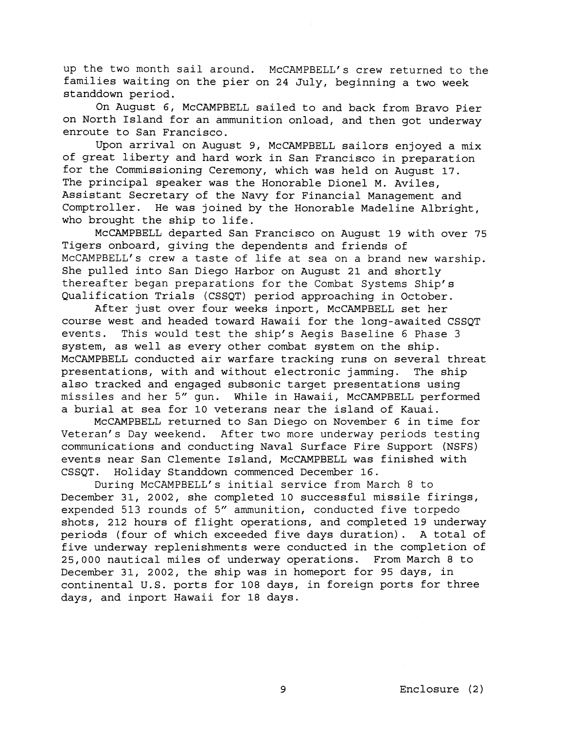up the two month sail around. McCAMPBELL's crew returned to the families waiting on the pier on 24 July, beginning a two week standdown period.

On August 6, McCAMPBELL sailed to and back from Bravo Pier on North Island for an ammunition onload, and then got underway enroute to San Francisco.

Upon arrival on August 9, McCAMPBELL sailors enjoyed a mix of great liberty and hard work in San Francisco in preparation for the Commissioning Ceremony, which was held on August 17. The principal speaker was the Honorable Dionel M. Aviles, Assistant Secretary of the Navy for Financial Management and Comptroller. He was joined by the Honorable Madeline Albright, who brought the ship to life.

McCAMPBELL departed San Francisco on August 19 with over 75 Tigers onboard, giving the dependents and friends of McCAMPBELL's crew a taste of life at sea on a brand new warship. She pulled into San Diego Harbor on August 21 and shortly thereafter began preparations for the Combat Systems Ship's Qualification Trials (CSSQT) period approaching in October.

After just over four weeks inport, McCAMPBELL set her course west and headed toward Hawaii for the long-awaited CSSQT events. This would test the ship's Aegis Baseline 6 Phase 3 system, as well as every other combat system on the ship. McCAMPBELL conducted air warfare tracking runs on several threat presentations, with and without electronic jamming. The ship also tracked and engaged subsonic target presentations using missiles and her 5" gun. While in Hawaii, McCAMPBELL performed a burial at sea for 10 veterans near the island of Kauai.

McCAMPBELL returned to San Diego on November 6 in time for Veteran's Day weekend. After two more underway periods testing communications and conducting Naval Surface Fire Support (NSFS) events near San Clemente Island, McCAMPBELL was finished with CSSQT. Holiday Standdown commenced December 16.

During McCAMPBELL's initial service from March 8 to December 31, 2002, she completed 10 successful missile firings, expended 513 rounds of 5" ammunition, conducted five torpedo shots, 212 hours of flight operations, and completed 19 underway periods (four of which exceeded five days duration). A total of five underway replenishments were conducted in the completion of 25,000 nautical miles of underway operations. From March 8 to December 31, 2002, the ship was in homeport for 95 days, in continental U.S. ports for 108 days, in foreign ports for three days, and inport Hawaii for 18 days.

Enclosure (2)